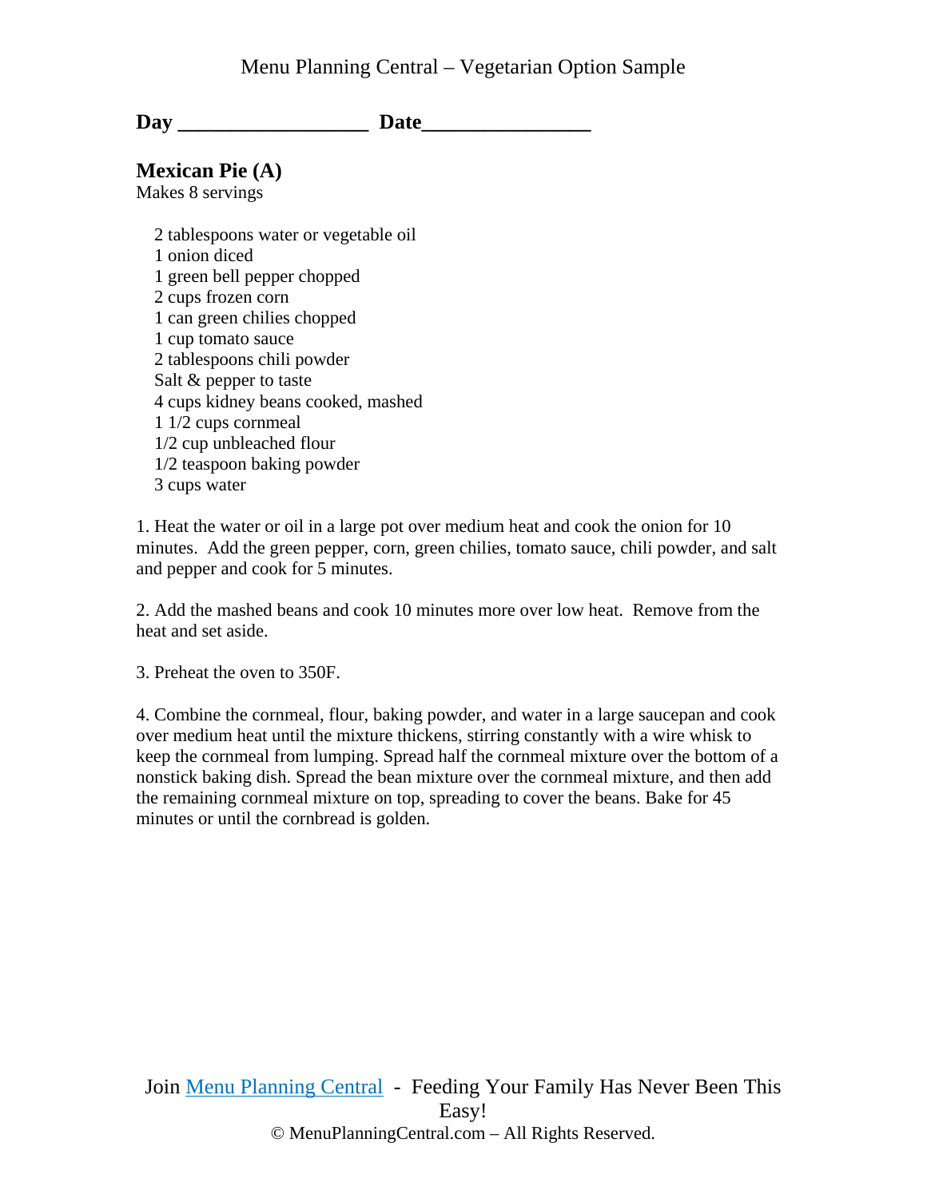Menu Planning Central – Vegetarian Option Sample

**Day \_\_\_\_\_\_\_\_\_\_\_\_\_\_\_\_\_\_ Date\_\_\_\_\_\_\_\_\_\_\_\_\_\_\_\_**

## Mexican Pie (A)

Makes 8 servings

2 tablespoons water or vegetable oil  
1 onion diced  
1 green bell pepper chopped  
2 cups frozen corn  
1 can green chilies chopped  
1 cup tomato sauce  
2 tablespoons chili powder  
Salt & pepper to taste  
4 cups kidney beans cooked, mashed  
1 1/2 cups cornmeal  
1/2 cup unbleached flour  
1/2 teaspoon baking powder  
3 cups water

1. Heat the water or oil in a large pot over medium heat and cook the onion for 10 minutes. Add the green pepper, corn, green chilies, tomato sauce, chili powder, and salt and pepper and cook for 5 minutes.

2. Add the mashed beans and cook 10 minutes more over low heat. Remove from the heat and set aside.

3. Preheat the oven to 350F.

4. Combine the cornmeal, flour, baking powder, and water in a large saucepan and cook over medium heat until the mixture thickens, stirring constantly with a wire whisk to keep the cornmeal from lumping. Spread half the cornmeal mixture over the bottom of a nonstick baking dish. Spread the bean mixture over the cornmeal mixture, and then add the remaining cornmeal mixture on top, spreading to cover the beans. Bake for 45 minutes or until the cornbread is golden.

Join Menu Planning Central - Feeding Your Family Has Never Been This Easy!

© MenuPlanningCentral.com – All Rights Reserved.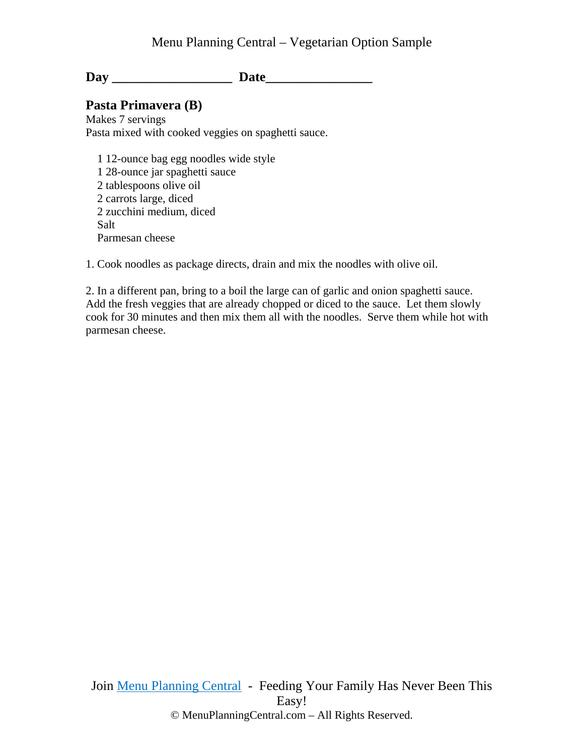**Day ________________ Date______________**

## Pasta Primavera (B)

Makes 7 servings
Pasta mixed with cooked veggies on spaghetti sauce.

1 12-ounce bag egg noodles wide style
1 28-ounce jar spaghetti sauce
2 tablespoons olive oil
2 carrots large, diced
2 zucchini medium, diced
Salt
Parmesan cheese

1. Cook noodles as package directs, drain and mix the noodles with olive oil.

2. In a different pan, bring to a boil the large can of garlic and onion spaghetti sauce. Add the fresh veggies that are already chopped or diced to the sauce. Let them slowly cook for 30 minutes and then mix them all with the noodles. Serve them while hot with parmesan cheese.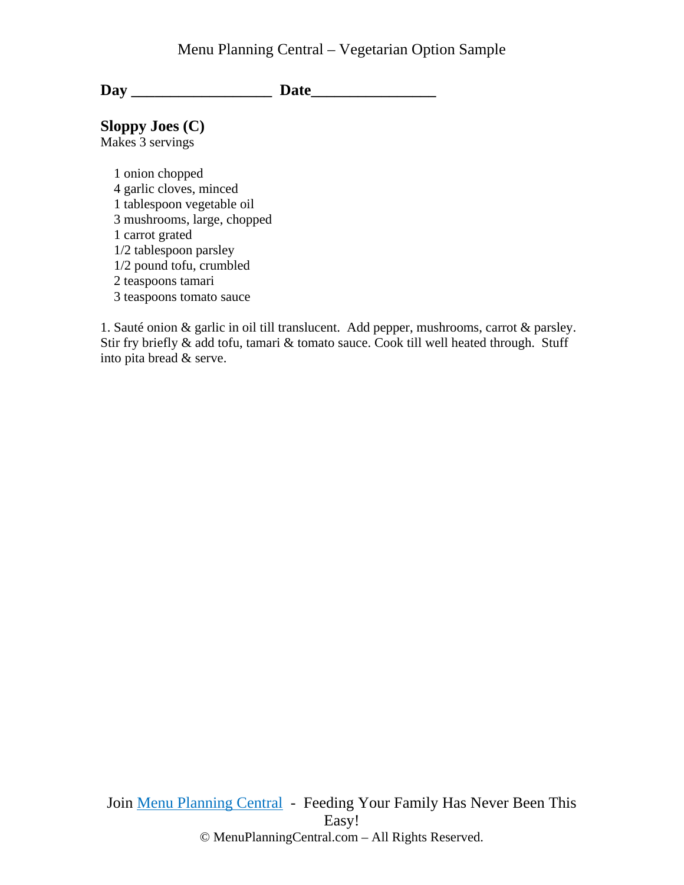**Day \_\_\_\_\_\_\_\_\_\_\_\_\_\_\_\_\_\_ Date\_\_\_\_\_\_\_\_\_\_\_\_\_\_\_\_**

**Sloppy Joes (C)**
Makes 3 servings

- 1 onion chopped
- 4 garlic cloves, minced
- 1 tablespoon vegetable oil
- 3 mushrooms, large, chopped
- 1 carrot grated
- 1/2 tablespoon parsley
- 1/2 pound tofu, crumbled
- 2 teaspoons tamari
- 3 teaspoons tomato sauce

1. Sauté onion & garlic in oil till translucent. Add pepper, mushrooms, carrot & parsley. Stir fry briefly & add tofu, tamari & tomato sauce. Cook till well heated through. Stuff into pita bread & serve.

Join Menu Planning Central - Feeding Your Family Has Never Been This Easy!

© MenuPlanningCentral.com – All Rights Reserved.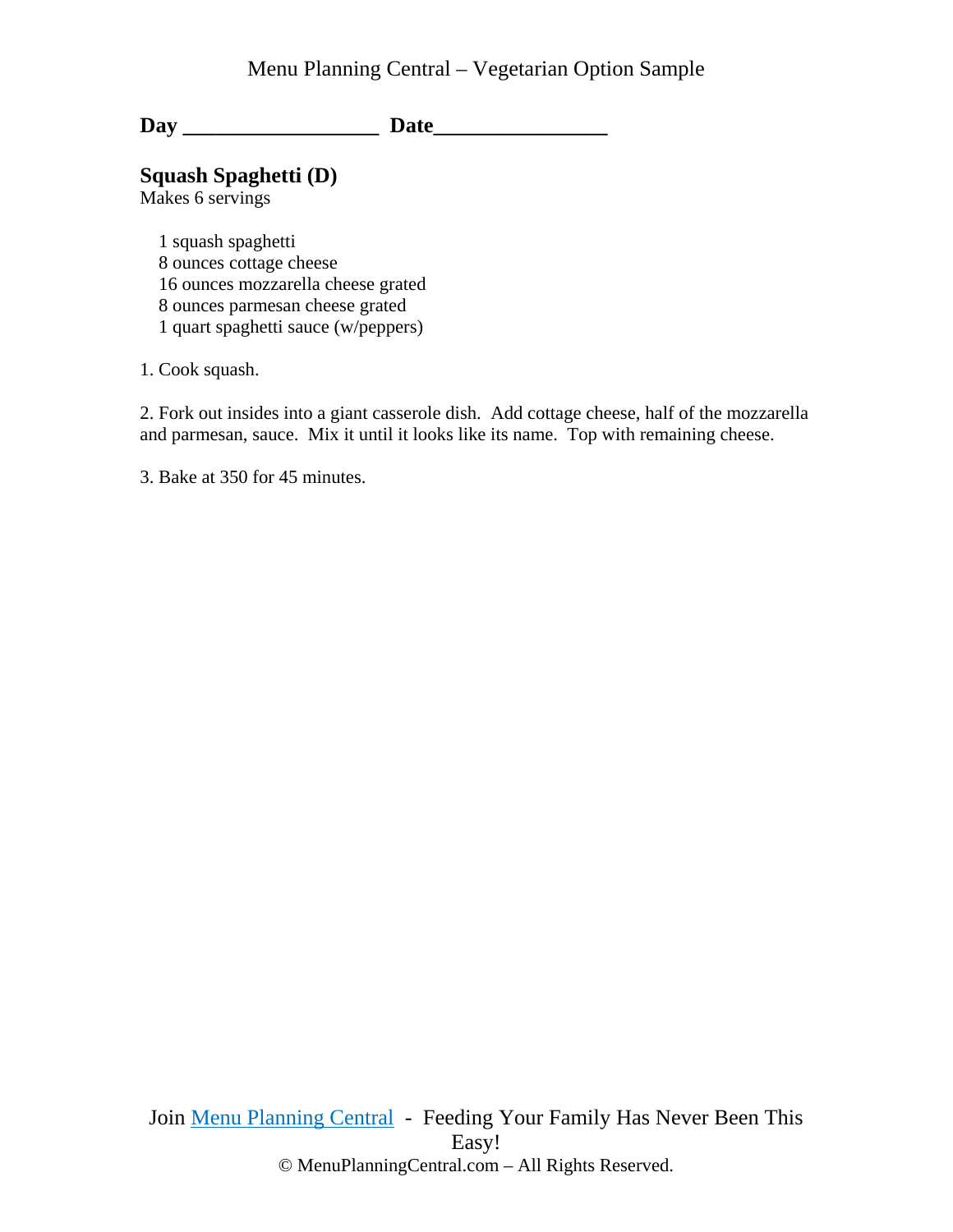Menu Planning Central – Vegetarian Option Sample

**Day __________________ Date________________**

**Squash Spaghetti (D)**
Makes 6 servings

- 1 squash spaghetti
- 8 ounces cottage cheese
- 16 ounces mozzarella cheese grated
- 8 ounces parmesan cheese grated
- 1 quart spaghetti sauce (w/peppers)

1. Cook squash.

2. Fork out insides into a giant casserole dish. Add cottage cheese, half of the mozzarella and parmesan, sauce. Mix it until it looks like its name. Top with remaining cheese.

3. Bake at 350 for 45 minutes.

Join Menu Planning Central - Feeding Your Family Has Never Been This Easy!

© MenuPlanningCentral.com – All Rights Reserved.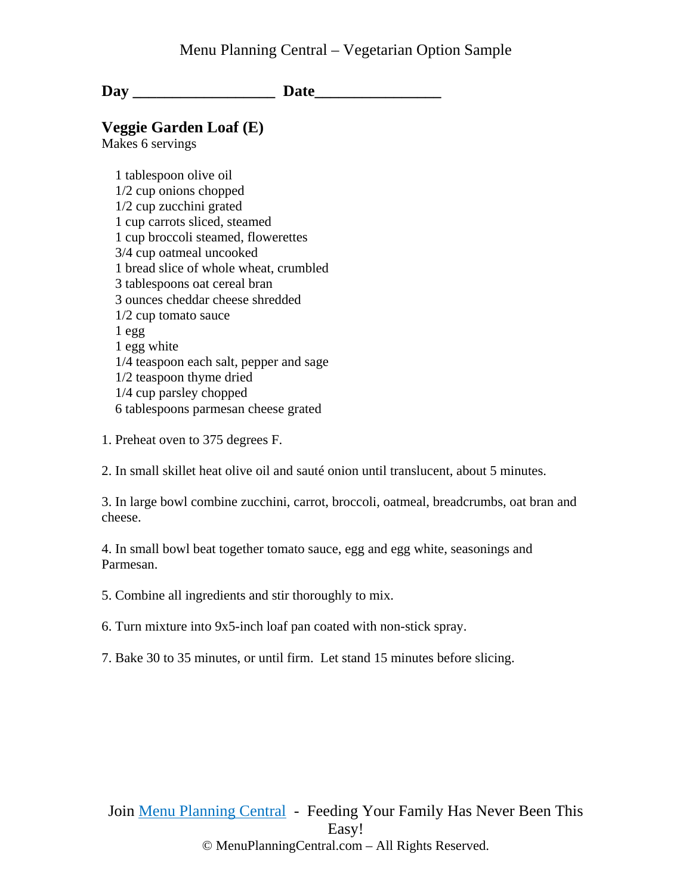**Day __________________ Date________________**

## Veggie Garden Loaf (E)

Makes 6 servings

- 1 tablespoon olive oil
- 1/2 cup onions chopped
- 1/2 cup zucchini grated
- 1 cup carrots sliced, steamed
- 1 cup broccoli steamed, flowerettes
- 3/4 cup oatmeal uncooked
- 1 bread slice of whole wheat, crumbled
- 3 tablespoons oat cereal bran
- 3 ounces cheddar cheese shredded
- 1/2 cup tomato sauce
- 1 egg
- 1 egg white
- 1/4 teaspoon each salt, pepper and sage
- 1/2 teaspoon thyme dried
- 1/4 cup parsley chopped
- 6 tablespoons parmesan cheese grated

1. Preheat oven to 375 degrees F.

2. In small skillet heat olive oil and sauté onion until translucent, about 5 minutes.

3. In large bowl combine zucchini, carrot, broccoli, oatmeal, breadcrumbs, oat bran and cheese.

4. In small bowl beat together tomato sauce, egg and egg white, seasonings and Parmesan.

5. Combine all ingredients and stir thoroughly to mix.

6. Turn mixture into 9x5-inch loaf pan coated with non-stick spray.

7. Bake 30 to 35 minutes, or until firm. Let stand 15 minutes before slicing.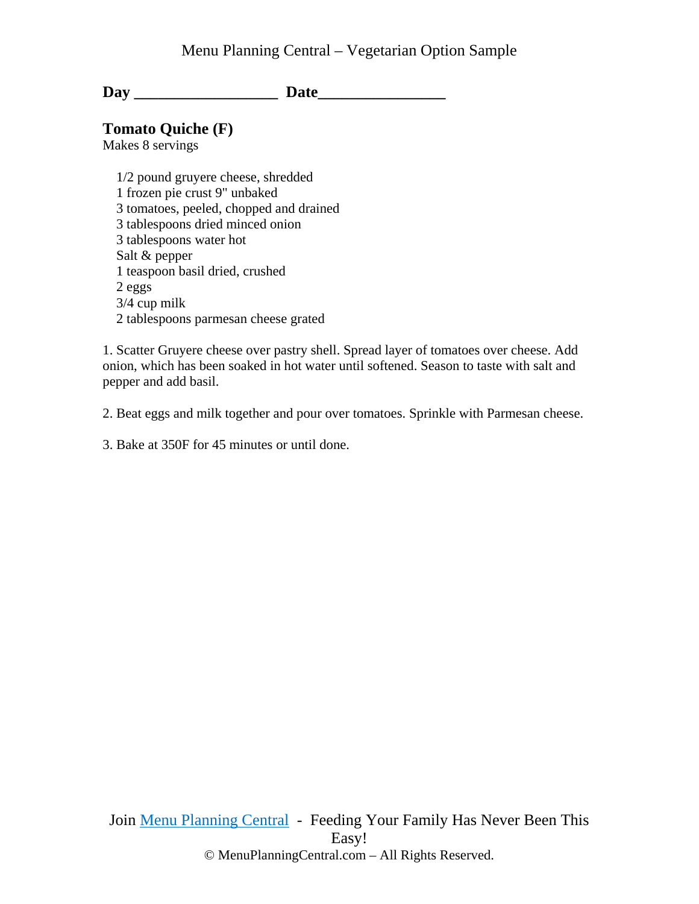**Day __________________ Date________________**

## Tomato Quiche (F)

Makes 8 servings

- 1/2 pound gruyere cheese, shredded
- 1 frozen pie crust 9" unbaked
- 3 tomatoes, peeled, chopped and drained
- 3 tablespoons dried minced onion
- 3 tablespoons water hot
- Salt & pepper
- 1 teaspoon basil dried, crushed
- 2 eggs
- 3/4 cup milk
- 2 tablespoons parmesan cheese grated

1. Scatter Gruyere cheese over pastry shell. Spread layer of tomatoes over cheese. Add onion, which has been soaked in hot water until softened. Season to taste with salt and pepper and add basil.

2. Beat eggs and milk together and pour over tomatoes. Sprinkle with Parmesan cheese.

3. Bake at 350F for 45 minutes or until done.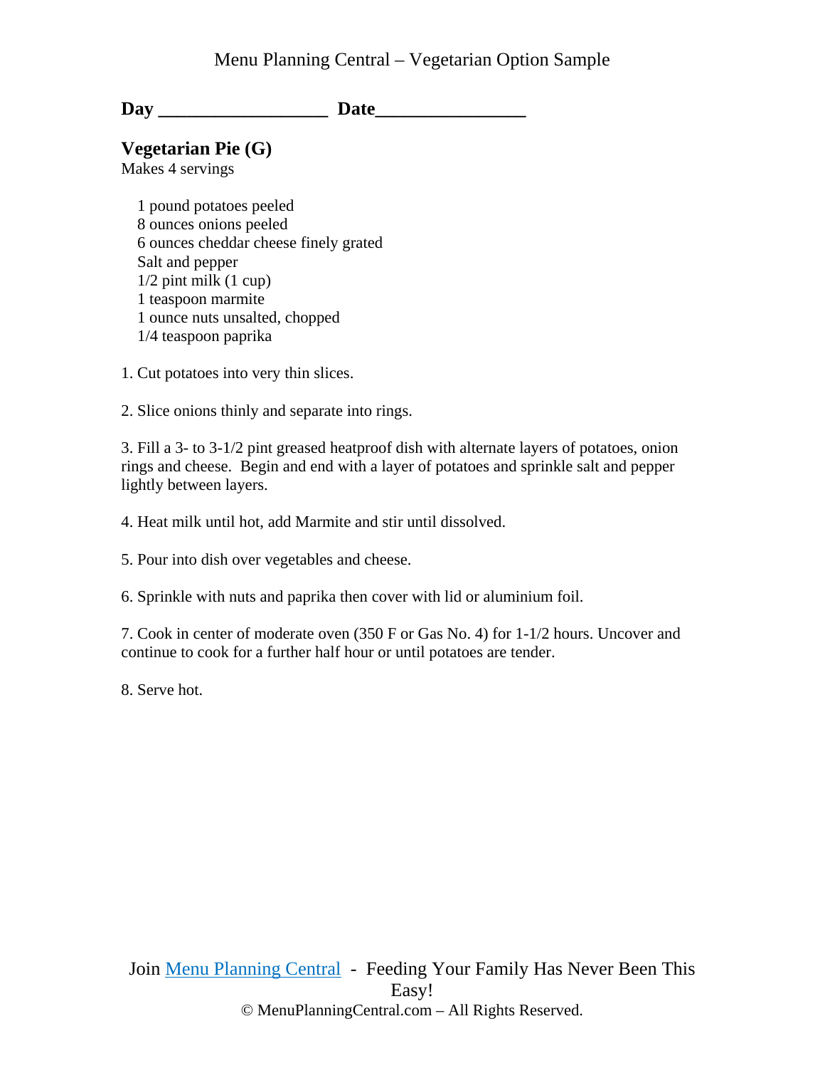**Day \_\_\_\_\_\_\_\_\_\_\_\_\_\_\_\_\_\_ Date\_\_\_\_\_\_\_\_\_\_\_\_\_\_\_\_**

## Vegetarian Pie (G)

Makes 4 servings

- 1 pound potatoes peeled
- 8 ounces onions peeled
- 6 ounces cheddar cheese finely grated
- Salt and pepper
- 1/2 pint milk (1 cup)
- 1 teaspoon marmite
- 1 ounce nuts unsalted, chopped
- 1/4 teaspoon paprika

1. Cut potatoes into very thin slices.

2. Slice onions thinly and separate into rings.

3. Fill a 3- to 3-1/2 pint greased heatproof dish with alternate layers of potatoes, onion rings and cheese. Begin and end with a layer of potatoes and sprinkle salt and pepper lightly between layers.

4. Heat milk until hot, add Marmite and stir until dissolved.

5. Pour into dish over vegetables and cheese.

6. Sprinkle with nuts and paprika then cover with lid or aluminium foil.

7. Cook in center of moderate oven (350 F or Gas No. 4) for 1-1/2 hours. Uncover and continue to cook for a further half hour or until potatoes are tender.

8. Serve hot.

Join Menu Planning Central - Feeding Your Family Has Never Been This Easy!

© MenuPlanningCentral.com – All Rights Reserved.